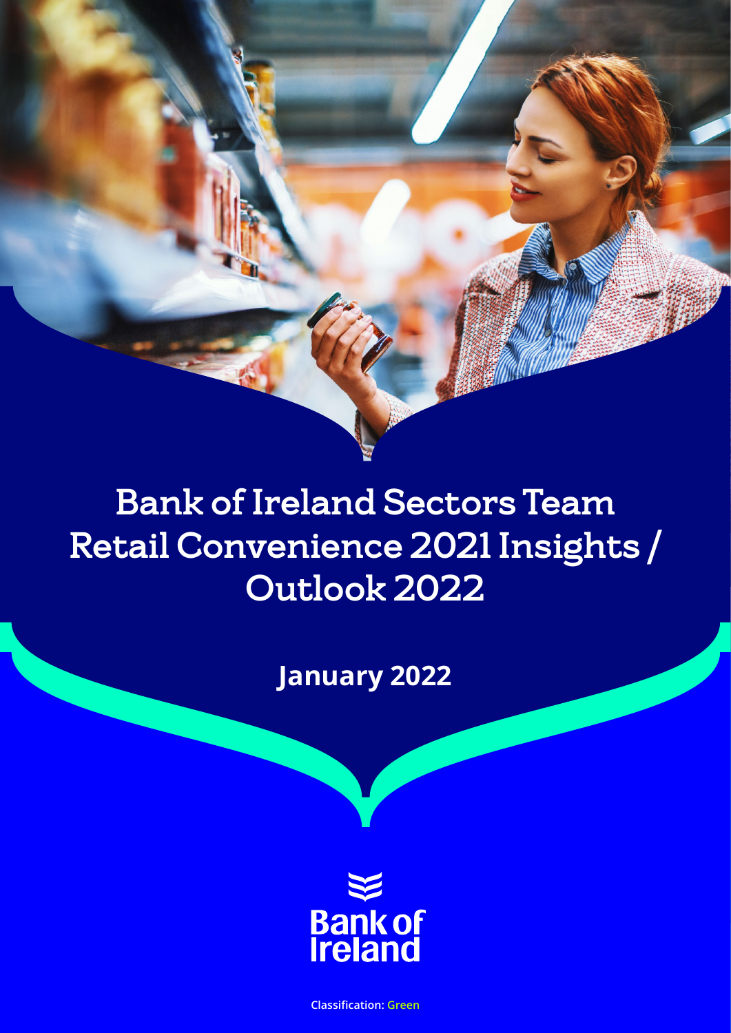# Bank of Ireland Sectors Team Retail Convenience 2021 Insights / Outlook 2022

**January 2022**

Bank of Ireland

**Classification: Green**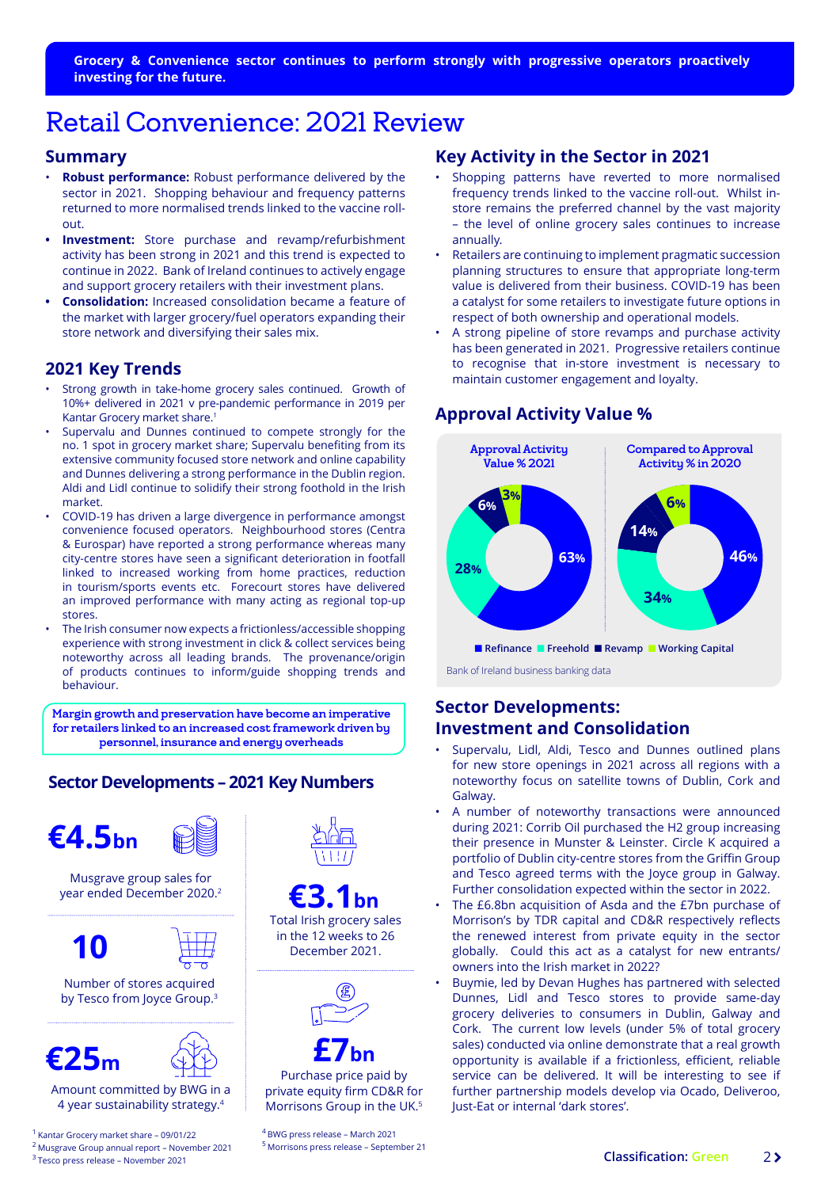**Grocery & Convenience sector continues to perform strongly with progressive operators proactively investing for the future.**

# Retail Convenience: 2021 Review

## Summary

- **Robust performance:** Robust performance delivered by the sector in 2021. Shopping behaviour and frequency patterns returned to more normalised trends linked to the vaccine roll-out.
- **Investment:** Store purchase and revamp/refurbishment activity has been strong in 2021 and this trend is expected to continue in 2022. Bank of Ireland continues to actively engage and support grocery retailers with their investment plans.
- **Consolidation:** Increased consolidation became a feature of the market with larger grocery/fuel operators expanding their store network and diversifying their sales mix.

## 2021 Key Trends

- Strong growth in take-home grocery sales continued. Growth of 10%+ delivered in 2021 v pre-pandemic performance in 2019 per Kantar Grocery market share.[1]
- Supervalu and Dunnes continued to compete strongly for the no. 1 spot in grocery market share; Supervalu benefiting from its extensive community focused store network and online capability and Dunnes delivering a strong performance in the Dublin region. Aldi and Lidl continue to solidify their strong foothold in the Irish market.
- COVID-19 has driven a large divergence in performance amongst convenience focused operators. Neighbourhood stores (Centra & Eurospar) have reported a strong performance whereas many city-centre stores have seen a significant deterioration in footfall linked to increased working from home practices, reduction in tourism/sports events etc. Forecourt stores have delivered an improved performance with many acting as regional top-up stores.
- The Irish consumer now expects a frictionless/accessible shopping experience with strong investment in click & collect services being noteworthy across all leading brands. The provenance/origin of products continues to inform/guide shopping trends and behaviour.

**Margin growth and preservation have become an imperative for retailers linked to an increased cost framework driven by personnel, insurance and energy overheads**

## Sector Developments – 2021 Key Numbers

**€4.5bn**
Musgrave group sales for year ended December 2020.[2]

**10**
Number of stores acquired by Tesco from Joyce Group.[3]

**€25m**
Amount committed by BWG in a 4 year sustainability strategy.[4]

**€3.1bn**
Total Irish grocery sales in the 12 weeks to 26 December 2021.

**£7bn**
Purchase price paid by private equity firm CD&R for Morrisons Group in the UK.[5]

## Key Activity in the Sector in 2021

- Shopping patterns have reverted to more normalised frequency trends linked to the vaccine roll-out. Whilst in-store remains the preferred channel by the vast majority – the level of online grocery sales continues to increase annually.
- Retailers are continuing to implement pragmatic succession planning structures to ensure that appropriate long-term value is delivered from their business. COVID-19 has been a catalyst for some retailers to investigate future options in respect of both ownership and operational models.
- A strong pipeline of store revamps and purchase activity has been generated in 2021. Progressive retailers continue to recognise that in-store investment is necessary to maintain customer engagement and loyalty.

## Approval Activity Value %

| | Approval Activity Value % 2021 | Compared to Approval Activity % in 2020 |
|---|---|---|
| Refinance | 63% | 46% |
| Freehold | 28% | 34% |
| Revamp | 6% | 14% |
| Working Capital | 3% | 6% |

Bank of Ireland business banking data

## Sector Developments: Investment and Consolidation

- Supervalu, Lidl, Aldi, Tesco and Dunnes outlined plans for new store openings in 2021 across all regions with a noteworthy focus on satellite towns of Dublin, Cork and Galway.
- A number of noteworthy transactions were announced during 2021: Corrib Oil purchased the H2 group increasing their presence in Munster & Leinster. Circle K acquired a portfolio of Dublin city-centre stores from the Griffin Group and Tesco agreed terms with the Joyce group in Galway. Further consolidation expected within the sector in 2022.
- The £6.8bn acquisition of Asda and the £7bn purchase of Morrison's by TDR capital and CD&R respectively reflects the renewed interest from private equity in the sector globally. Could this act as a catalyst for new entrants/owners into the Irish market in 2022?
- Buymie, led by Devan Hughes has partnered with selected Dunnes, Lidl and Tesco stores to provide same-day grocery deliveries to consumers in Dublin, Galway and Cork. The current low levels (under 5% of total grocery sales) conducted via online demonstrate that a real growth opportunity is available if a frictionless, efficient, reliable service can be delivered. It will be interesting to see if further partnership models develop via Ocado, Deliveroo, Just-Eat or internal 'dark stores'.

[1] Kantar Grocery market share – 09/01/22
[2] Musgrave Group annual report – November 2021
[3] Tesco press release – November 2021
[4] BWG press release – March 2021
[5] Morrisons press release – September 21

Classification: Green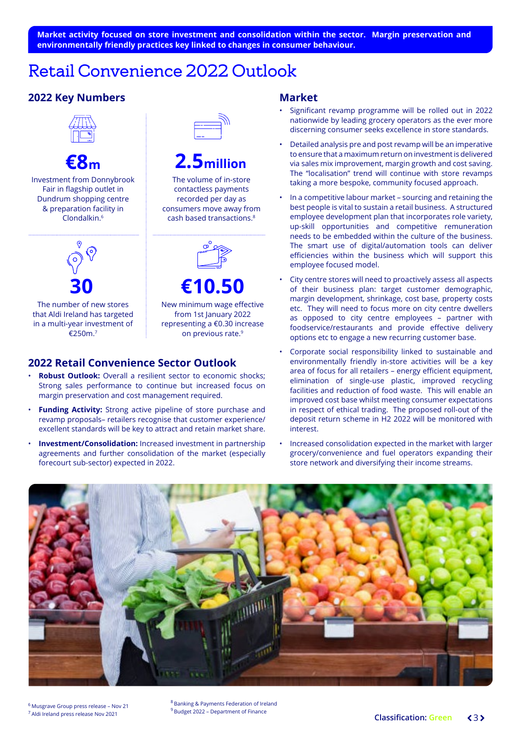**Market activity focused on store investment and consolidation within the sector. Margin preservation and environmentally friendly practices key linked to changes in consumer behaviour.**

# Retail Convenience 2022 Outlook

## 2022 Key Numbers

**€8m**

Investment from Donnybrook Fair in flagship outlet in Dundrum shopping centre & preparation facility in Clondalkin.[6]

**2.5million**

The volume of in-store contactless payments recorded per day as consumers move away from cash based transactions.[8]

**30**

The number of new stores that Aldi Ireland has targeted in a multi-year investment of €250m.[7]

**€10.50**

New minimum wage effective from 1st January 2022 representing a €0.30 increase on previous rate.[9]

## 2022 Retail Convenience Sector Outlook

- **Robust Outlook:** Overall a resilient sector to economic shocks; Strong sales performance to continue but increased focus on margin preservation and cost management required.
- **Funding Activity:** Strong active pipeline of store purchase and revamp proposals– retailers recognise that customer experience/ excellent standards will be key to attract and retain market share.
- **Investment/Consolidation:** Increased investment in partnership agreements and further consolidation of the market (especially forecourt sub-sector) expected in 2022.

## Market

- Significant revamp programme will be rolled out in 2022 nationwide by leading grocery operators as the ever more discerning consumer seeks excellence in store standards.
- Detailed analysis pre and post revamp will be an imperative to ensure that a maximum return on investment is delivered via sales mix improvement, margin growth and cost saving. The "localisation" trend will continue with store revamps taking a more bespoke, community focused approach.
- In a competitive labour market – sourcing and retaining the best people is vital to sustain a retail business. A structured employee development plan that incorporates role variety, up-skill opportunities and competitive remuneration needs to be embedded within the culture of the business. The smart use of digital/automation tools can deliver efficiencies within the business which will support this employee focused model.
- City centre stores will need to proactively assess all aspects of their business plan: target customer demographic, margin development, shrinkage, cost base, property costs etc. They will need to focus more on city centre dwellers as opposed to city centre employees – partner with foodservice/restaurants and provide effective delivery options etc to engage a new recurring customer base.
- Corporate social responsibility linked to sustainable and environmentally friendly in-store activities will be a key area of focus for all retailers – energy efficient equipment, elimination of single-use plastic, improved recycling facilities and reduction of food waste. This will enable an improved cost base whilst meeting consumer expectations in respect of ethical trading. The proposed roll-out of the deposit return scheme in H2 2022 will be monitored with interest.
- Increased consolidation expected in the market with larger grocery/convenience and fuel operators expanding their store network and diversifying their income streams.

[6] Musgrave Group press release – Nov 21
[7] Aldi Ireland press release Nov 2021
[8] Banking & Payments Federation of Ireland
[9] Budget 2022 – Department of Finance

Classification: Green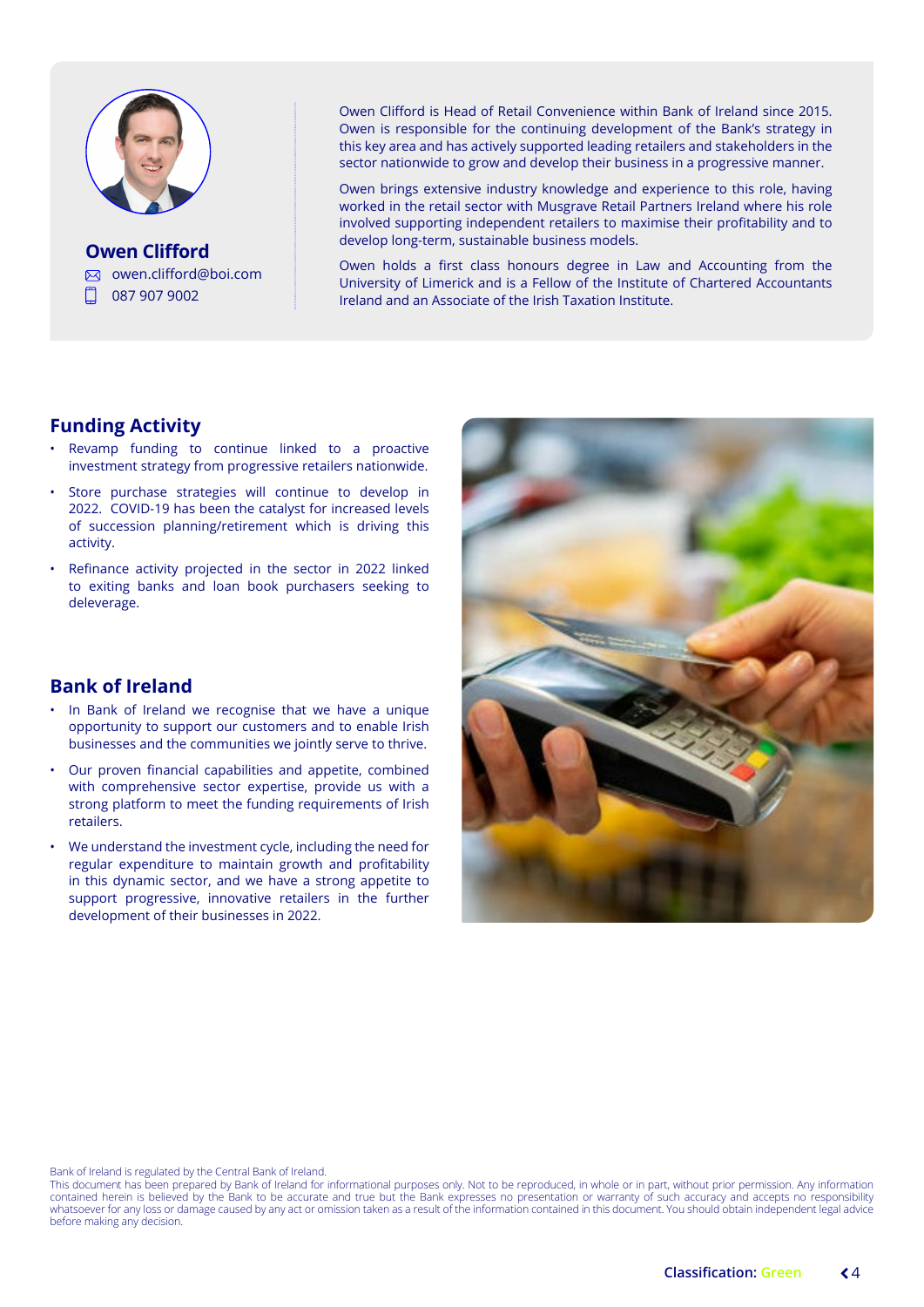**Owen Clifford**

owen.clifford@boi.com

087 907 9002

Owen Clifford is Head of Retail Convenience within Bank of Ireland since 2015. Owen is responsible for the continuing development of the Bank's strategy in this key area and has actively supported leading retailers and stakeholders in the sector nationwide to grow and develop their business in a progressive manner.

Owen brings extensive industry knowledge and experience to this role, having worked in the retail sector with Musgrave Retail Partners Ireland where his role involved supporting independent retailers to maximise their profitability and to develop long-term, sustainable business models.

Owen holds a first class honours degree in Law and Accounting from the University of Limerick and is a Fellow of the Institute of Chartered Accountants Ireland and an Associate of the Irish Taxation Institute.

## Funding Activity

- Revamp funding to continue linked to a proactive investment strategy from progressive retailers nationwide.
- Store purchase strategies will continue to develop in 2022. COVID-19 has been the catalyst for increased levels of succession planning/retirement which is driving this activity.
- Refinance activity projected in the sector in 2022 linked to exiting banks and loan book purchasers seeking to deleverage.

## Bank of Ireland

- In Bank of Ireland we recognise that we have a unique opportunity to support our customers and to enable Irish businesses and the communities we jointly serve to thrive.
- Our proven financial capabilities and appetite, combined with comprehensive sector expertise, provide us with a strong platform to meet the funding requirements of Irish retailers.
- We understand the investment cycle, including the need for regular expenditure to maintain growth and profitability in this dynamic sector, and we have a strong appetite to support progressive, innovative retailers in the further development of their businesses in 2022.

Bank of Ireland is regulated by the Central Bank of Ireland.
This document has been prepared by Bank of Ireland for informational purposes only. Not to be reproduced, in whole or in part, without prior permission. Any information contained herein is believed by the Bank to be accurate and true but the Bank expresses no presentation or warranty of such accuracy and accepts no responsibility whatsoever for any loss or damage caused by any act or omission taken as a result of the information contained in this document. You should obtain independent legal advice before making any decision.

**Classification:** Green